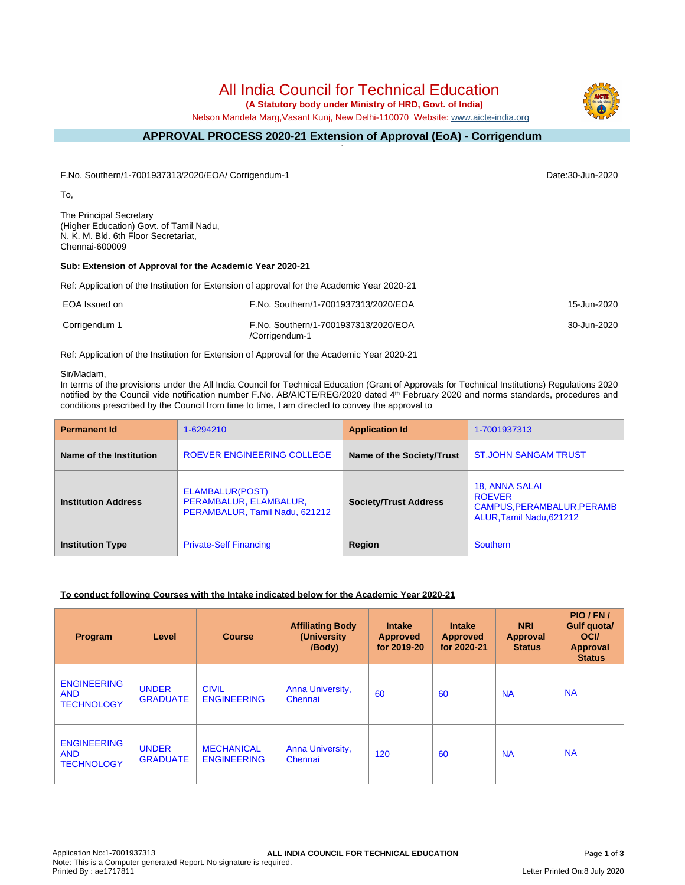# All India Council for Technical Education

**(A Statutory body under Ministry of HRD, Govt. of India)**

Nelson Mandela Marg,Vasant Kunj, New Delhi-110070 Website: www.aicte-india.org

## APPROVAL PROCESS 2020-21 Extension of Approval (EoA) - Corrigendum

F.No. Southern/1-7001937313/2020/EOA/ Corrigendum-1

Date:30-Jun-2020

To,

The Principal Secretary
(Higher Education) Govt. of Tamil Nadu,
N. K. M. Bld. 6th Floor Secretariat,
Chennai-600009

**Sub: Extension of Approval for the Academic Year 2020-21**

Ref: Application of the Institution for Extension of approval for the Academic Year 2020-21

| | | |
|---|---|---|
| EOA Issued on | F.No. Southern/1-7001937313/2020/EOA | 15-Jun-2020 |
| Corrigendum 1 | F.No. Southern/1-7001937313/2020/EOA /Corrigendum-1 | 30-Jun-2020 |

Ref: Application of the Institution for Extension of Approval for the Academic Year 2020-21

Sir/Madam,

In terms of the provisions under the All India Council for Technical Education (Grant of Approvals for Technical Institutions) Regulations 2020 notified by the Council vide notification number F.No. AB/AICTE/REG/2020 dated 4th February 2020 and norms standards, procedures and conditions prescribed by the Council from time to time, I am directed to convey the approval to

| **Permanent Id** | 1-6294210 | **Application Id** | 1-7001937313 |
|---|---|---|---|
| **Name of the Institution** | ROEVER ENGINEERING COLLEGE | **Name of the Society/Trust** | ST.JOHN SANGAM TRUST |
| **Institution Address** | ELAMBALUR(POST) PERAMBALUR, ELAMBALUR, PERAMBALUR, Tamil Nadu, 621212 | **Society/Trust Address** | 18, ANNA SALAI ROEVER CAMPUS,PERAMBALUR,PERAMBALUR,Tamil Nadu,621212 |
| **Institution Type** | Private-Self Financing | **Region** | Southern |

**To conduct following Courses with the Intake indicated below for the Academic Year 2020-21**

| Program | Level | Course | Affiliating Body (University /Body) | Intake Approved for 2019-20 | Intake Approved for 2020-21 | NRI Approval Status | PIO / FN / Gulf quota/ OCI/ Approval Status |
|---|---|---|---|---|---|---|---|
| ENGINEERING AND TECHNOLOGY | UNDER GRADUATE | CIVIL ENGINEERING | Anna University, Chennai | 60 | 60 | NA | NA |
| ENGINEERING AND TECHNOLOGY | UNDER GRADUATE | MECHANICAL ENGINEERING | Anna University, Chennai | 120 | 60 | NA | NA |

Application No:1-7001937313
Note: This is a Computer generated Report. No signature is required.
Printed By : ae1717811

Letter Printed On:8 July 2020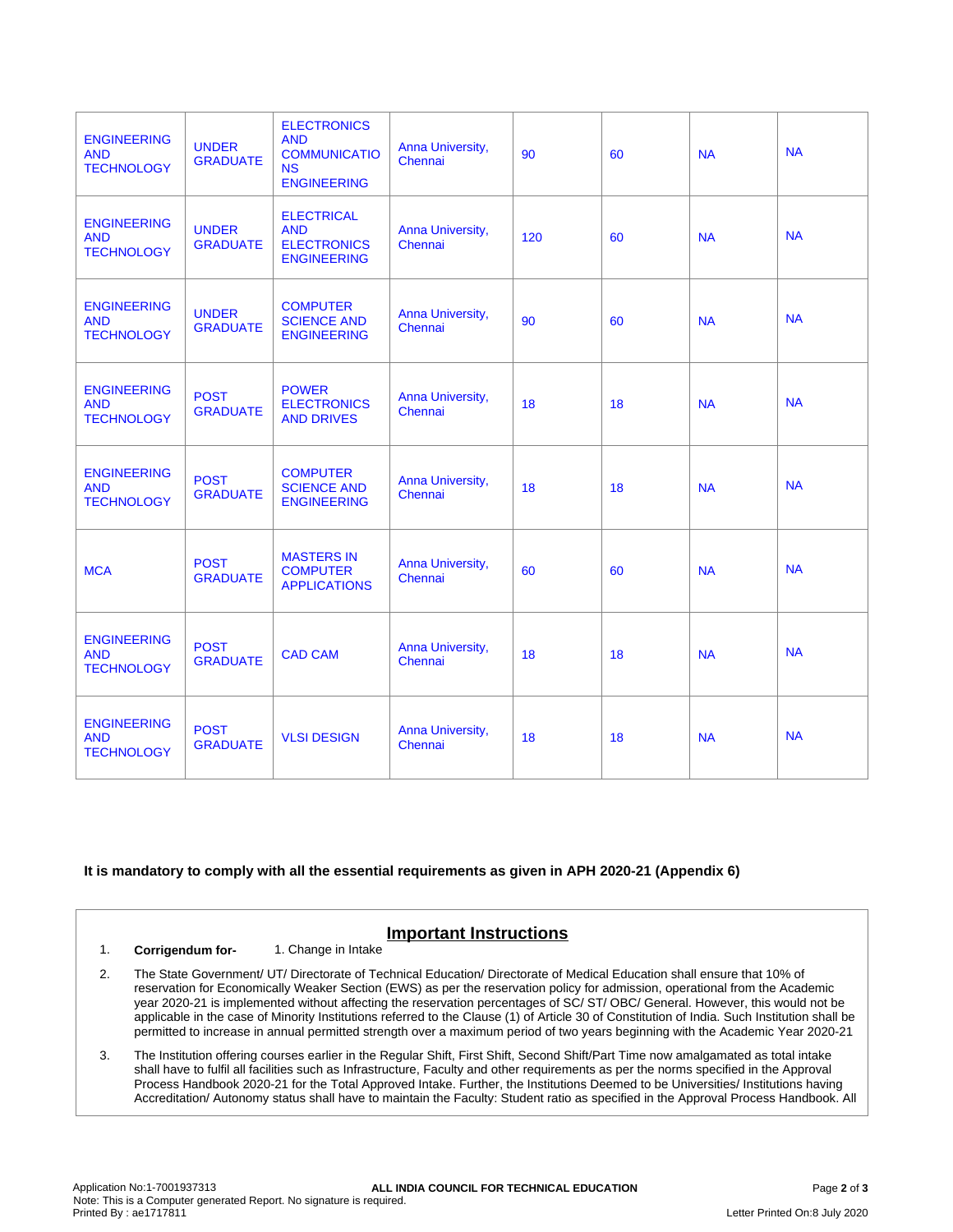| ENGINEERING AND TECHNOLOGY | UNDER GRADUATE | ELECTRONICS AND COMMUNICATIONS ENGINEERING | Anna University, Chennai | 90 | 60 | NA | NA |
|---|---|---|---|---|---|---|---|
| ENGINEERING AND TECHNOLOGY | UNDER GRADUATE | ELECTRICAL AND ELECTRONICS ENGINEERING | Anna University, Chennai | 120 | 60 | NA | NA |
| ENGINEERING AND TECHNOLOGY | UNDER GRADUATE | COMPUTER SCIENCE AND ENGINEERING | Anna University, Chennai | 90 | 60 | NA | NA |
| ENGINEERING AND TECHNOLOGY | POST GRADUATE | POWER ELECTRONICS AND DRIVES | Anna University, Chennai | 18 | 18 | NA | NA |
| ENGINEERING AND TECHNOLOGY | POST GRADUATE | COMPUTER SCIENCE AND ENGINEERING | Anna University, Chennai | 18 | 18 | NA | NA |
| MCA | POST GRADUATE | MASTERS IN COMPUTER APPLICATIONS | Anna University, Chennai | 60 | 60 | NA | NA |
| ENGINEERING AND TECHNOLOGY | POST GRADUATE | CAD CAM | Anna University, Chennai | 18 | 18 | NA | NA |
| ENGINEERING AND TECHNOLOGY | POST GRADUATE | VLSI DESIGN | Anna University, Chennai | 18 | 18 | NA | NA |

**It is mandatory to comply with all the essential requirements as given in APH 2020-21 (Appendix 6)**

## Important Instructions

1. **Corrigendum for-** 1. Change in Intake
2. The State Government/ UT/ Directorate of Technical Education/ Directorate of Medical Education shall ensure that 10% of reservation for Economically Weaker Section (EWS) as per the reservation policy for admission, operational from the Academic year 2020-21 is implemented without affecting the reservation percentages of SC/ ST/ OBC/ General. However, this would not be applicable in the case of Minority Institutions referred to the Clause (1) of Article 30 of Constitution of India. Such Institution shall be permitted to increase in annual permitted strength over a maximum period of two years beginning with the Academic Year 2020-21
3. The Institution offering courses earlier in the Regular Shift, First Shift, Second Shift/Part Time now amalgamated as total intake shall have to fulfil all facilities such as Infrastructure, Faculty and other requirements as per the norms specified in the Approval Process Handbook 2020-21 for the Total Approved Intake. Further, the Institutions Deemed to be Universities/ Institutions having Accreditation/ Autonomy status shall have to maintain the Faculty: Student ratio as specified in the Approval Process Handbook. All

Application No:1-7001937313 | ALL INDIA COUNCIL FOR TECHNICAL EDUCATION
Note: This is a Computer generated Report. No signature is required.
Printed By : ae1717811 | Letter Printed On:8 July 2020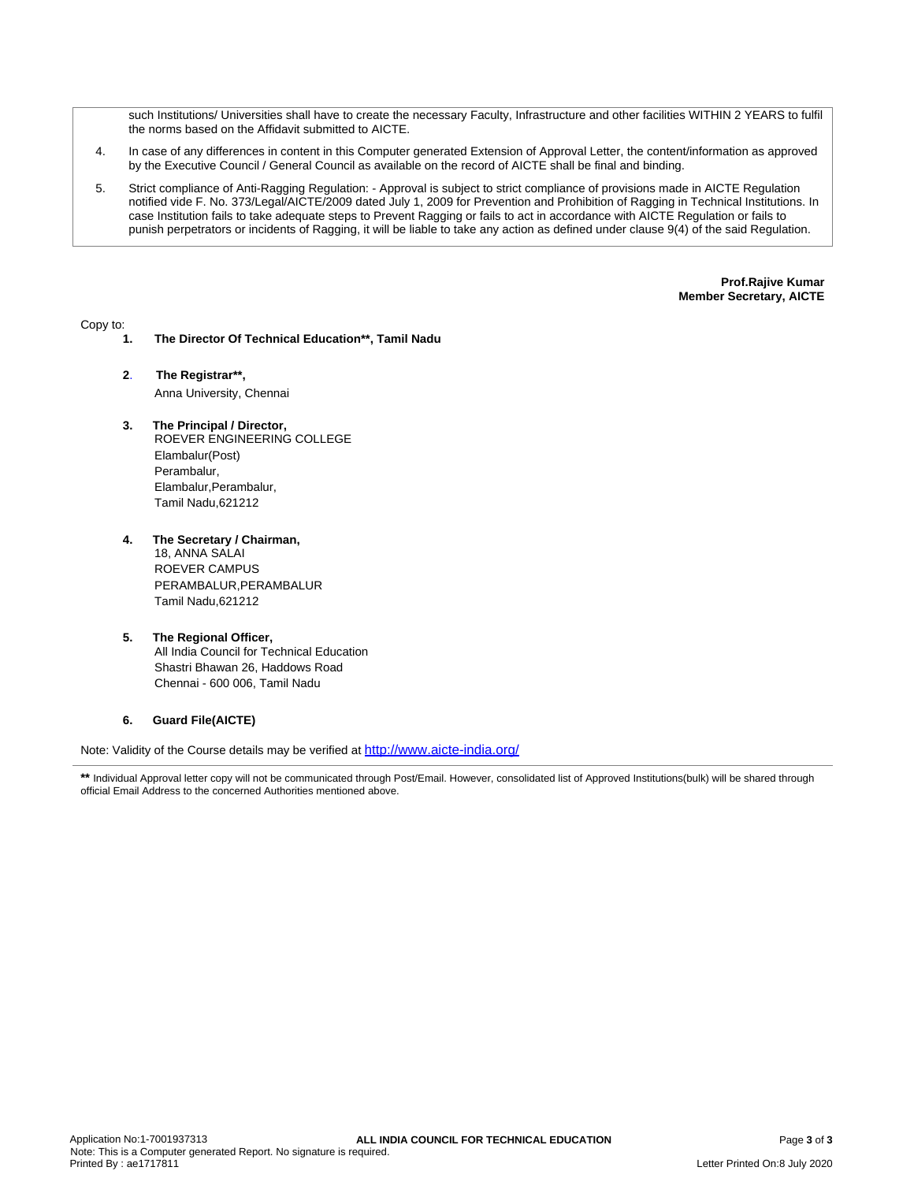such Institutions/ Universities shall have to create the necessary Faculty, Infrastructure and other facilities WITHIN 2 YEARS to fulfil the norms based on the Affidavit submitted to AICTE.

4. In case of any differences in content in this Computer generated Extension of Approval Letter, the content/information as approved by the Executive Council / General Council as available on the record of AICTE shall be final and binding.

5. Strict compliance of Anti-Ragging Regulation: - Approval is subject to strict compliance of provisions made in AICTE Regulation notified vide F. No. 373/Legal/AICTE/2009 dated July 1, 2009 for Prevention and Prohibition of Ragging in Technical Institutions. In case Institution fails to take adequate steps to Prevent Ragging or fails to act in accordance with AICTE Regulation or fails to punish perpetrators or incidents of Ragging, it will be liable to take any action as defined under clause 9(4) of the said Regulation.

**Prof.Rajive Kumar**
**Member Secretary, AICTE**

Copy to:

1. **The Director Of Technical Education\*\*, Tamil Nadu**

2. **The Registrar\*\*,**
   Anna University, Chennai

3. **The Principal / Director,**
   ROEVER ENGINEERING COLLEGE
   Elambalur(Post)
   Perambalur,
   Elambalur,Perambalur,
   Tamil Nadu,621212

4. **The Secretary / Chairman,**
   18, ANNA SALAI
   ROEVER CAMPUS
   PERAMBALUR,PERAMBALUR
   Tamil Nadu,621212

5. **The Regional Officer,**
   All India Council for Technical Education
   Shastri Bhawan 26, Haddows Road
   Chennai - 600 006, Tamil Nadu

6. **Guard File(AICTE)**

Note: Validity of the Course details may be verified at http://www.aicte-india.org/

**\*\*** Individual Approval letter copy will not be communicated through Post/Email. However, consolidated list of Approved Institutions(bulk) will be shared through official Email Address to the concerned Authorities mentioned above.

Application No:1-7001937313
Note: This is a Computer generated Report. No signature is required.
Printed By : ae1717811

Letter Printed On:8 July 2020